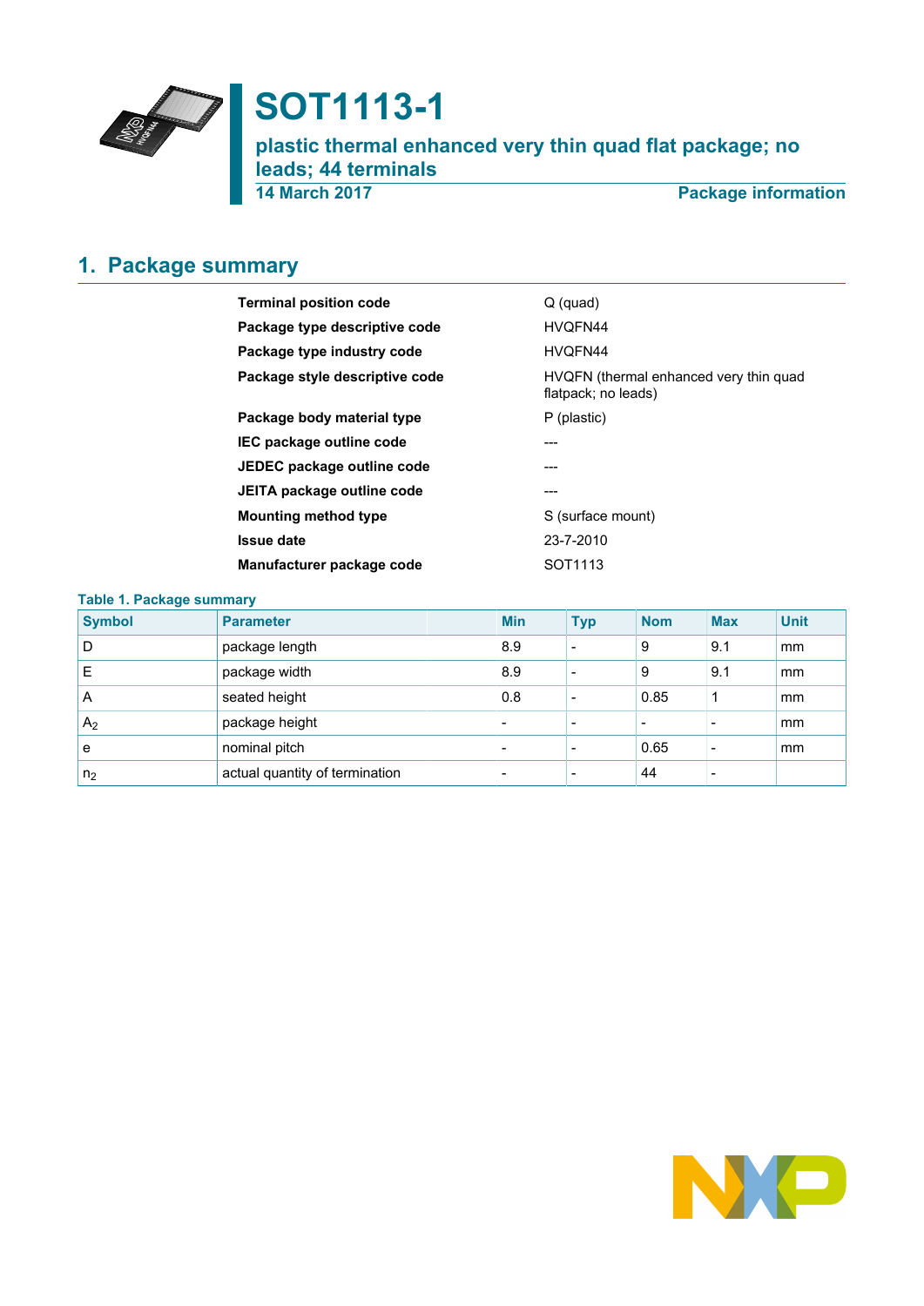# SOT1113-1

## plastic thermal enhanced very thin quad flat package; no leads; 44 terminals

14 March 2017 — Package information

## 1. Package summary

| | |
|---|---|
| **Terminal position code** | Q (quad) |
| **Package type descriptive code** | HVQFN44 |
| **Package type industry code** | HVQFN44 |
| **Package style descriptive code** | HVQFN (thermal enhanced very thin quad flatpack; no leads) |
| **Package body material type** | P (plastic) |
| **IEC package outline code** | --- |
| **JEDEC package outline code** | --- |
| **JEITA package outline code** | --- |
| **Mounting method type** | S (surface mount) |
| **Issue date** | 23-7-2010 |
| **Manufacturer package code** | SOT1113 |

**Table 1. Package summary**

| Symbol | Parameter | Min | Typ | Nom | Max | Unit |
|---|---|---|---|---|---|---|
| D | package length | 8.9 | - | 9 | 9.1 | mm |
| E | package width | 8.9 | - | 9 | 9.1 | mm |
| A | seated height | 0.8 | - | 0.85 | 1 | mm |
| $A_2$ | package height | - | - | - | - | mm |
| e | nominal pitch | - | - | 0.65 | - | mm |
| $n_2$ | actual quantity of termination | - | - | 44 | - | |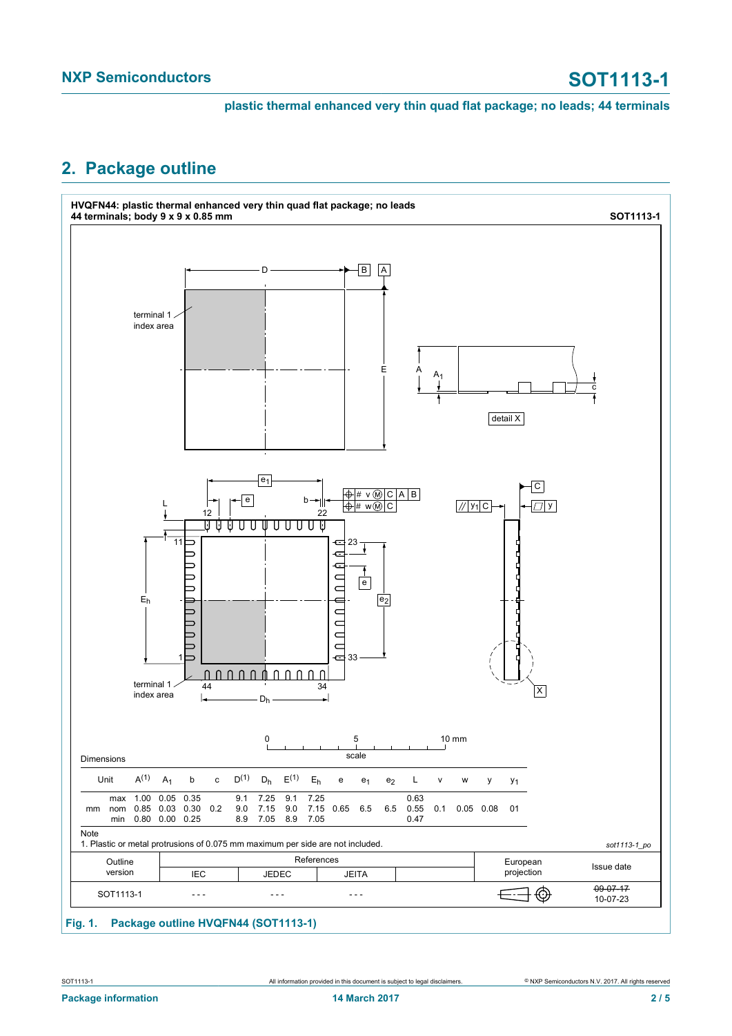## 2. Package outline

**HVQFN44: plastic thermal enhanced very thin quad flat package; no leads 44 terminals; body 9 x 9 x 0.85 mm** — **SOT1113-1**

Dimensions

| Unit | | $A^{(1)}$ | $A_1$ | b | c | $D^{(1)}$ | $D_h$ | $E^{(1)}$ | $E_h$ | e | $e_1$ | $e_2$ | L | v | w | y | $y_1$ |
|---|---|---|---|---|---|---|---|---|---|---|---|---|---|---|---|---|---|
| mm | max | 1.00 | 0.05 | 0.35 | | 9.1 | 7.25 | 9.1 | 7.25 | | | | 0.63 | | | | |
| | nom | 0.85 | 0.03 | 0.30 | 0.2 | 9.0 | 7.15 | 9.0 | 7.15 | 0.65 | 6.5 | 6.5 | 0.55 | 0.1 | 0.05 | 0.08 | 01 |
| | min | 0.80 | 0.00 | 0.25 | | 8.9 | 7.05 | 8.9 | 7.05 | | | | 0.47 | | | | |

Note

1. Plastic or metal protrusions of 0.075 mm maximum per side are not included.

*sot1113-1_po*

| Outline version | References IEC | References JEDEC | References JEITA | | European projection | Issue date |
|---|---|---|---|---|---|---|
| SOT1113-1 | - - - | - - - | - - - | | | ~~09-07-17~~ 10-07-23 |

**Fig. 1. Package outline HVQFN44 (SOT1113-1)**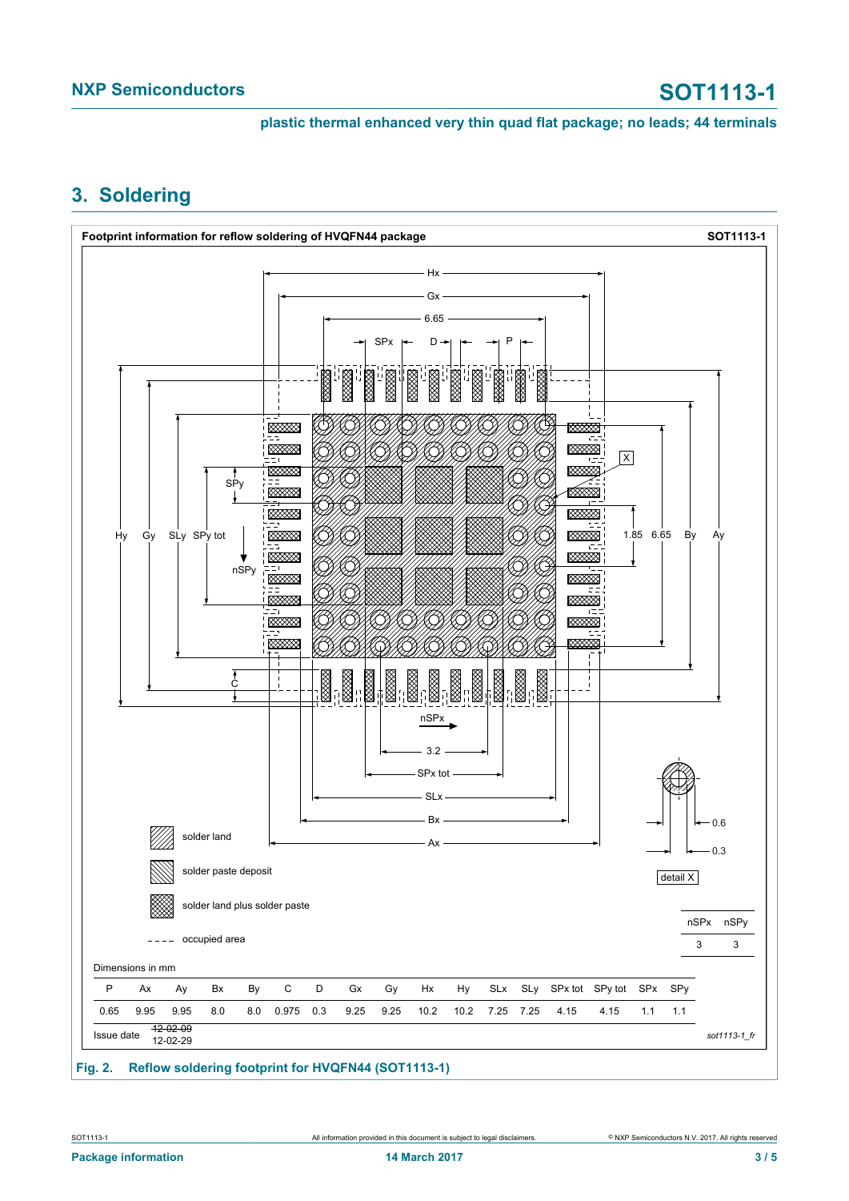## 3. Soldering

**Footprint information for reflow soldering of HVQFN44 package** SOT1113-1

| nSPx | nSPy |
|---|---|
| 3 | 3 |

Dimensions in mm

| P | Ax | Ay | Bx | By | C | D | Gx | Gy | Hx | Hy | SLx | SLy | SPx tot | SPy tot | SPx | SPy |
|---|---|---|---|---|---|---|---|---|---|---|---|---|---|---|---|---|
| 0.65 | 9.95 | 9.95 | 8.0 | 8.0 | 0.975 | 0.3 | 9.25 | 9.25 | 10.2 | 10.2 | 7.25 | 7.25 | 4.15 | 4.15 | 1.1 | 1.1 |

Issue date ~~12-02-09~~ 12-02-29

*sot1113-1_fr*

**Fig. 2. Reflow soldering footprint for HVQFN44 (SOT1113-1)**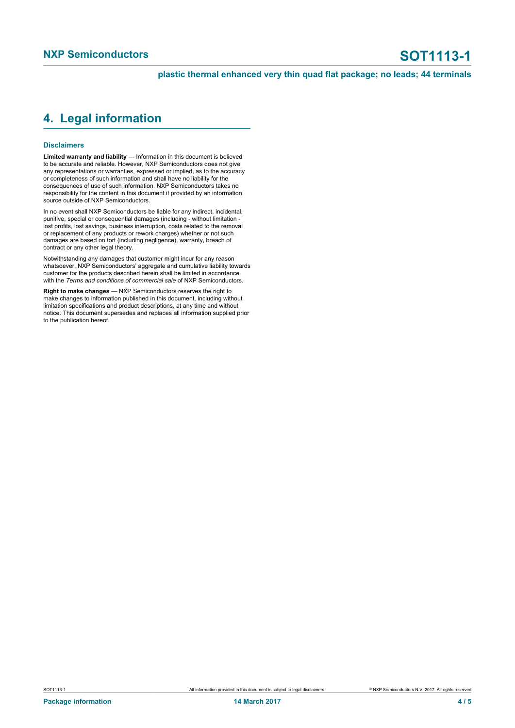## 4. Legal information

### Disclaimers

**Limited warranty and liability** — Information in this document is believed to be accurate and reliable. However, NXP Semiconductors does not give any representations or warranties, expressed or implied, as to the accuracy or completeness of such information and shall have no liability for the consequences of use of such information. NXP Semiconductors takes no responsibility for the content in this document if provided by an information source outside of NXP Semiconductors.

In no event shall NXP Semiconductors be liable for any indirect, incidental, punitive, special or consequential damages (including - without limitation - lost profits, lost savings, business interruption, costs related to the removal or replacement of any products or rework charges) whether or not such damages are based on tort (including negligence), warranty, breach of contract or any other legal theory.

Notwithstanding any damages that customer might incur for any reason whatsoever, NXP Semiconductors' aggregate and cumulative liability towards customer for the products described herein shall be limited in accordance with the *Terms and conditions of commercial sale* of NXP Semiconductors.

**Right to make changes** — NXP Semiconductors reserves the right to make changes to information published in this document, including without limitation specifications and product descriptions, at any time and without notice. This document supersedes and replaces all information supplied prior to the publication hereof.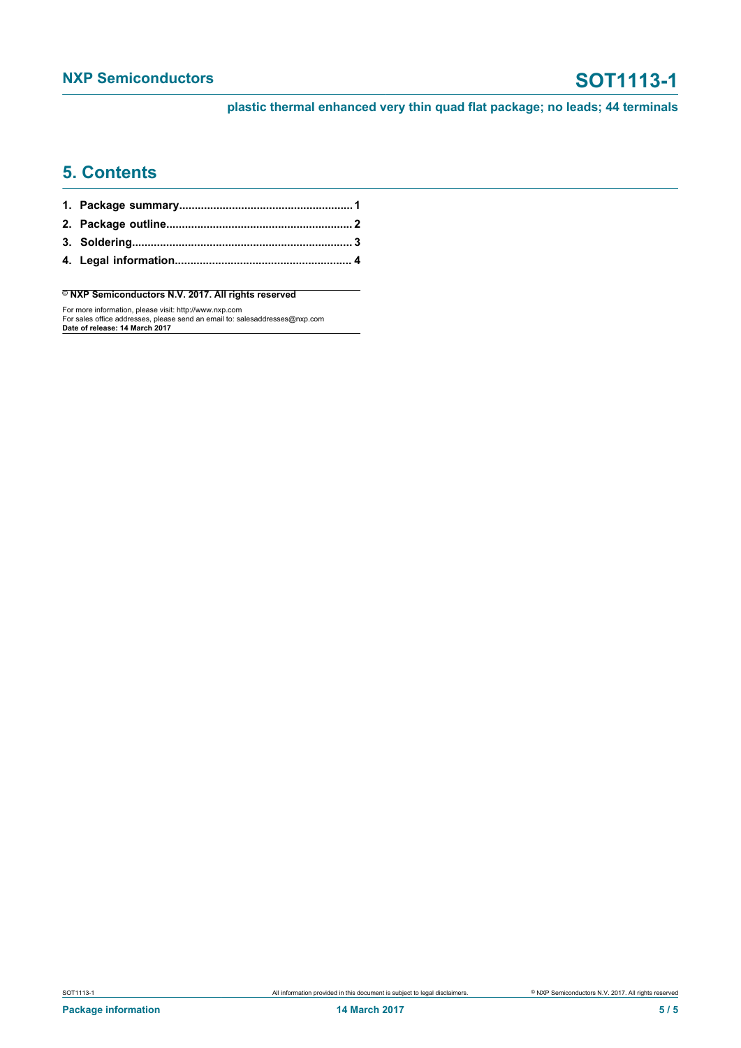## 5. Contents

1. Package summary....................................................... 1
2. Package outline........................................................... 2
3. Soldering...................................................................... 3
4. Legal information........................................................ 4

**© NXP Semiconductors N.V. 2017. All rights reserved**

For more information, please visit: http://www.nxp.com
For sales office addresses, please send an email to: salesaddresses@nxp.com
**Date of release: 14 March 2017**